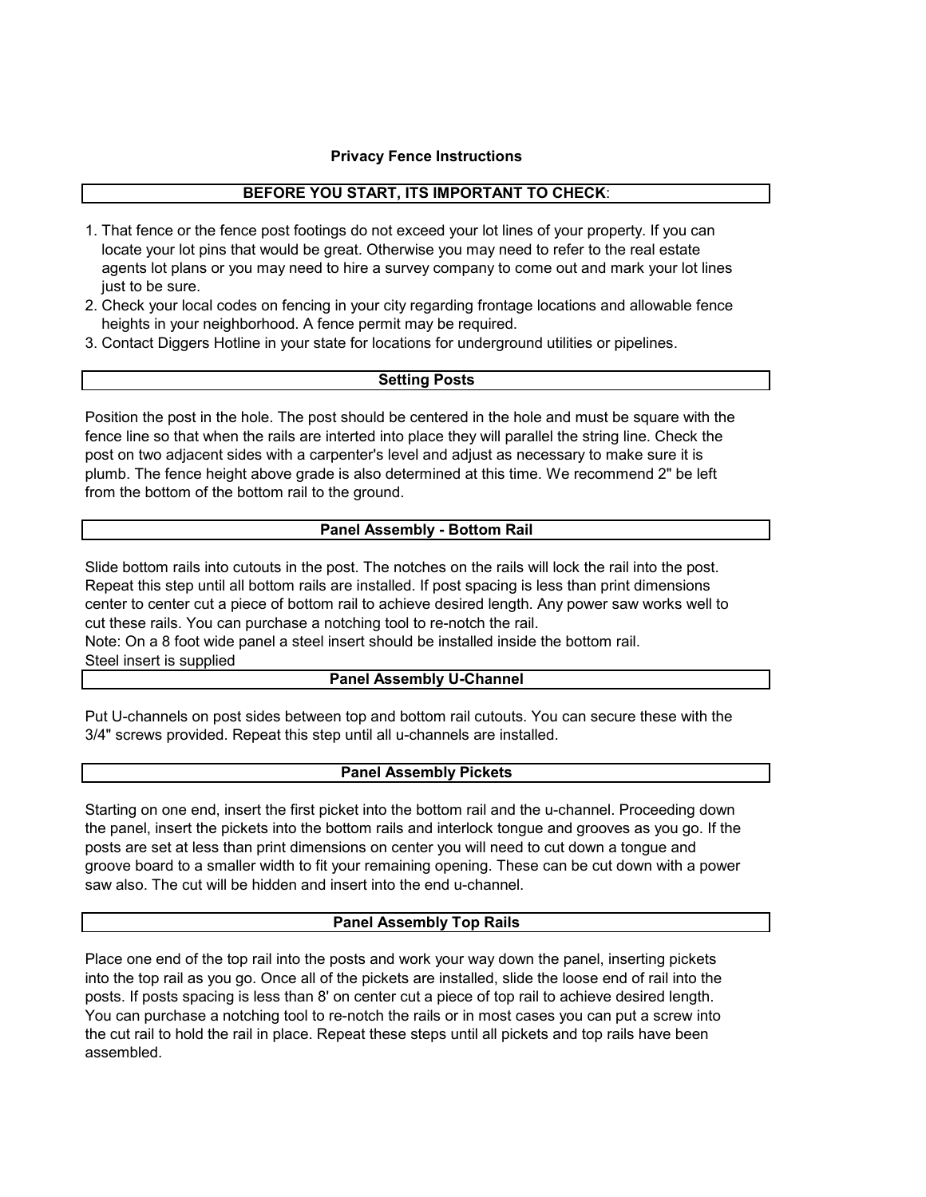# Privacy Fence Instructions

## BEFORE YOU START, ITS IMPORTANT TO CHECK:

1. That fence or the fence post footings do not exceed your lot lines of your property. If you can locate your lot pins that would be great. Otherwise you may need to refer to the real estate agents lot plans or you may need to hire a survey company to come out and mark your lot lines just to be sure.
2. Check your local codes on fencing in your city regarding frontage locations and allowable fence heights in your neighborhood. A fence permit may be required.
3. Contact Diggers Hotline in your state for locations for underground utilities or pipelines.

## Setting Posts

Position the post in the hole. The post should be centered in the hole and must be square with the fence line so that when the rails are interted into place they will parallel the string line. Check the post on two adjacent sides with a carpenter's level and adjust as necessary to make sure it is plumb. The fence height above grade is also determined at this time. We recommend 2" be left from the bottom of the bottom rail to the ground.

## Panel Assembly - Bottom Rail

Slide bottom rails into cutouts in the post. The notches on the rails will lock the rail into the post. Repeat this step until all bottom rails are installed. If post spacing is less than print dimensions center to center cut a piece of bottom rail to achieve desired length. Any power saw works well to cut these rails. You can purchase a notching tool to re-notch the rail.

Note: On a 8 foot wide panel a steel insert should be installed inside the bottom rail.
Steel insert is supplied

## Panel Assembly U-Channel

Put U-channels on post sides between top and bottom rail cutouts. You can secure these with the 3/4" screws provided. Repeat this step until all u-channels are installed.

## Panel Assembly Pickets

Starting on one end, insert the first picket into the bottom rail and the u-channel. Proceeding down the panel, insert the pickets into the bottom rails and interlock tongue and grooves as you go. If the posts are set at less than print dimensions on center you will need to cut down a tongue and groove board to a smaller width to fit your remaining opening. These can be cut down with a power saw also. The cut will be hidden and insert into the end u-channel.

## Panel Assembly Top Rails

Place one end of the top rail into the posts and work your way down the panel, inserting pickets into the top rail as you go. Once all of the pickets are installed, slide the loose end of rail into the posts. If posts spacing is less than 8' on center cut a piece of top rail to achieve desired length. You can purchase a notching tool to re-notch the rails or in most cases you can put a screw into the cut rail to hold the rail in place. Repeat these steps until all pickets and top rails have been assembled.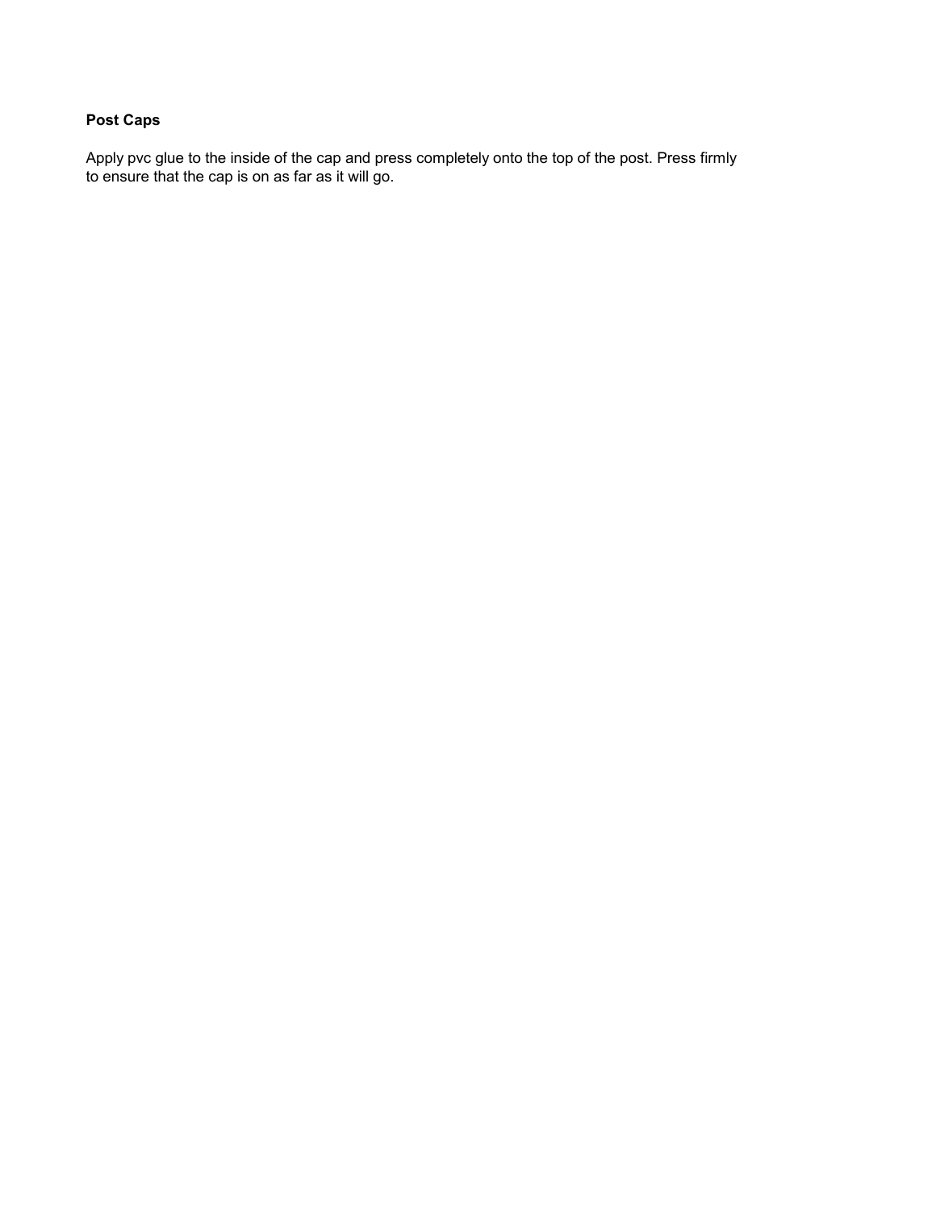**Post Caps**

Apply pvc glue to the inside of the cap and press completely onto the top of the post. Press firmly to ensure that the cap is on as far as it will go.